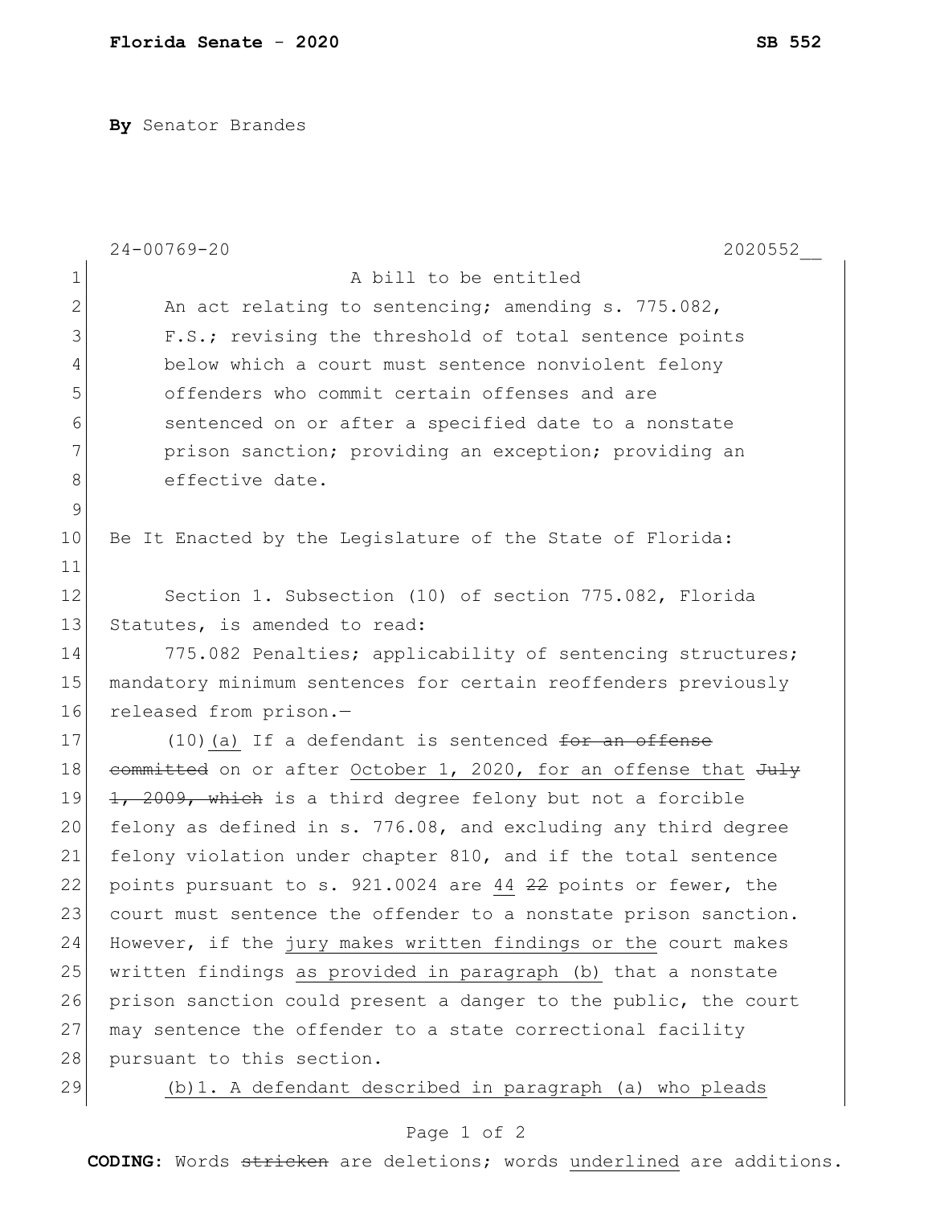**By** Senator Brandes

24-00769-20 2020552__

A bill to be entitled

An act relating to sentencing; amending s. 775.082, F.S.; revising the threshold of total sentence points below which a court must sentence nonviolent felony offenders who commit certain offenses and are sentenced on or after a specified date to a nonstate prison sanction; providing an exception; providing an effective date.

Be It Enacted by the Legislature of the State of Florida:

Section 1. Subsection (10) of section 775.082, Florida Statutes, is amended to read:

775.082 Penalties; applicability of sentencing structures; mandatory minimum sentences for certain reoffenders previously released from prison.—

(10)<u>(a)</u> If a defendant is sentenced ~~for an offense committed~~ on or after <u>October 1, 2020, for an offense that</u> ~~July 1, 2009, which~~ is a third degree felony but not a forcible felony as defined in s. 776.08, and excluding any third degree felony violation under chapter 810, and if the total sentence points pursuant to s. 921.0024 are <u>44</u> ~~22~~ points or fewer, the court must sentence the offender to a nonstate prison sanction. However, if the <u>jury makes written findings or the</u> court makes written findings <u>as provided in paragraph (b)</u> that a nonstate prison sanction could present a danger to the public, the court may sentence the offender to a state correctional facility pursuant to this section.

<u>(b)1. A defendant described in paragraph (a) who pleads</u>

**CODING:** Words ~~stricken~~ are deletions; words <u>underlined</u> are additions.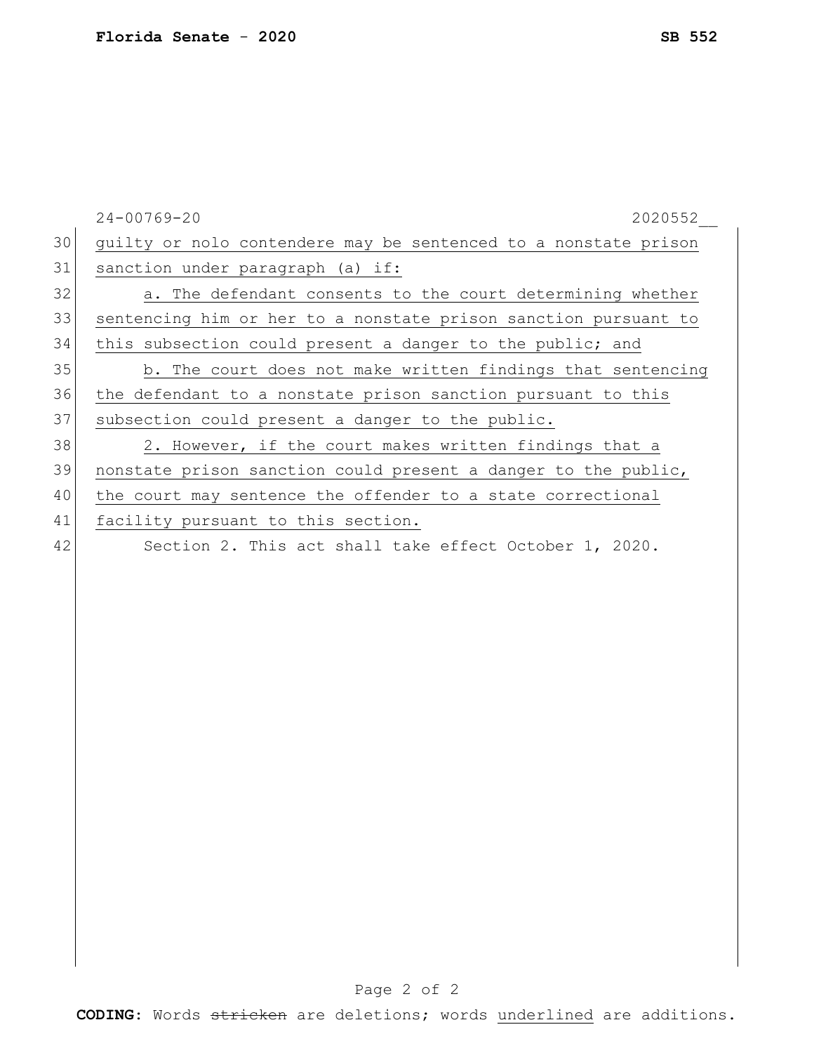24-00769-20 2020552__

30 guilty or nolo contendere may be sentenced to a nonstate prison
31 sanction under paragraph (a) if:
32 a. The defendant consents to the court determining whether
33 sentencing him or her to a nonstate prison sanction pursuant to
34 this subsection could present a danger to the public; and
35 b. The court does not make written findings that sentencing
36 the defendant to a nonstate prison sanction pursuant to this
37 subsection could present a danger to the public.
38 2. However, if the court makes written findings that a
39 nonstate prison sanction could present a danger to the public,
40 the court may sentence the offender to a state correctional
41 facility pursuant to this section.
42 Section 2. This act shall take effect October 1, 2020.

**CODING:** Words ~~stricken~~ are deletions; words underlined are additions.